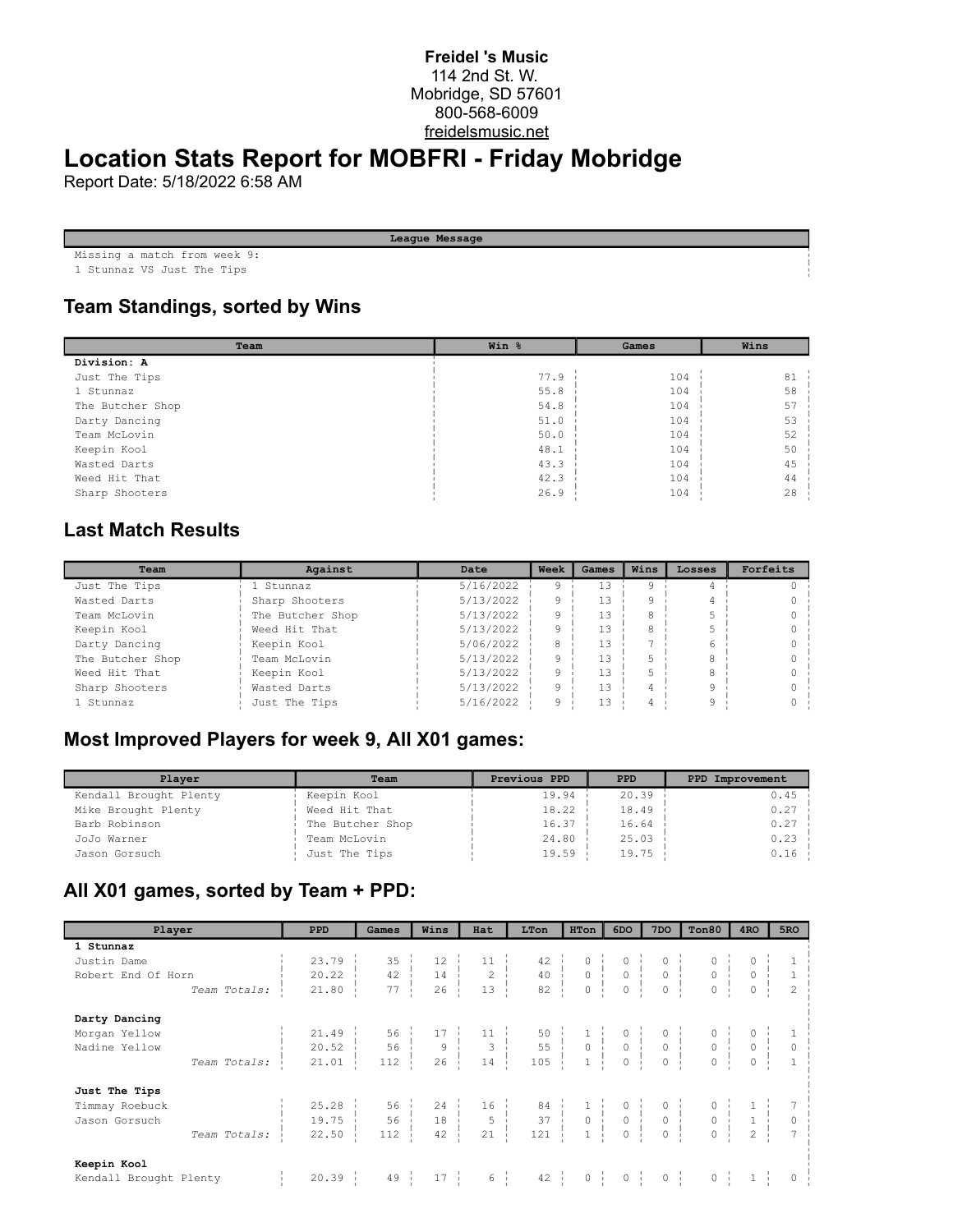**Freidel 's Music**
114 2nd St. W.
Mobridge, SD 57601
800-568-6009
freidelsmusic.net

# Location Stats Report for MOBFRI - Friday Mobridge

Report Date: 5/18/2022 6:58 AM

| League Message |
|---|
| Missing a match from week 9: |
| 1 Stunnaz VS Just The Tips |

## Team Standings, sorted by Wins

| Team | Win % | Games | Wins |
|---|---|---|---|
| **Division: A** | | | |
| Just The Tips | 77.9 | 104 | 81 |
| 1 Stunnaz | 55.8 | 104 | 58 |
| The Butcher Shop | 54.8 | 104 | 57 |
| Darty Dancing | 51.0 | 104 | 53 |
| Team McLovin | 50.0 | 104 | 52 |
| Keepin Kool | 48.1 | 104 | 50 |
| Wasted Darts | 43.3 | 104 | 45 |
| Weed Hit That | 42.3 | 104 | 44 |
| Sharp Shooters | 26.9 | 104 | 28 |

## Last Match Results

| Team | Against | Date | Week | Games | Wins | Losses | Forfeits |
|---|---|---|---|---|---|---|---|
| Just The Tips | 1 Stunnaz | 5/16/2022 | 9 | 13 | 9 | 4 | 0 |
| Wasted Darts | Sharp Shooters | 5/13/2022 | 9 | 13 | 9 | 4 | 0 |
| Team McLovin | The Butcher Shop | 5/13/2022 | 9 | 13 | 8 | 5 | 0 |
| Keepin Kool | Weed Hit That | 5/13/2022 | 9 | 13 | 8 | 5 | 0 |
| Darty Dancing | Keepin Kool | 5/06/2022 | 8 | 13 | 7 | 6 | 0 |
| The Butcher Shop | Team McLovin | 5/13/2022 | 9 | 13 | 5 | 8 | 0 |
| Weed Hit That | Keepin Kool | 5/13/2022 | 9 | 13 | 5 | 8 | 0 |
| Sharp Shooters | Wasted Darts | 5/13/2022 | 9 | 13 | 4 | 9 | 0 |
| 1 Stunnaz | Just The Tips | 5/16/2022 | 9 | 13 | 4 | 9 | 0 |

## Most Improved Players for week 9, All X01 games:

| Player | Team | Previous PPD | PPD | PPD Improvement |
|---|---|---|---|---|
| Kendall Brought Plenty | Keepin Kool | 19.94 | 20.39 | 0.45 |
| Mike Brought Plenty | Weed Hit That | 18.22 | 18.49 | 0.27 |
| Barb Robinson | The Butcher Shop | 16.37 | 16.64 | 0.27 |
| JoJo Warner | Team McLovin | 24.80 | 25.03 | 0.23 |
| Jason Gorsuch | Just The Tips | 19.59 | 19.75 | 0.16 |

## All X01 games, sorted by Team + PPD:

| Player | PPD | Games | Wins | Hat | LTon | HTon | 6DO | 7DO | Ton80 | 4RO | 5RO |
|---|---|---|---|---|---|---|---|---|---|---|---|
| **1 Stunnaz** | | | | | | | | | | | |
| Justin Dame | 23.79 | 35 | 12 | 11 | 42 | 0 | 0 | 0 | 0 | 0 | 1 |
| Robert End Of Horn | 20.22 | 42 | 14 | 2 | 40 | 0 | 0 | 0 | 0 | 0 | 1 |
| *Team Totals:* | 21.80 | 77 | 26 | 13 | 82 | 0 | 0 | 0 | 0 | 0 | 2 |
| **Darty Dancing** | | | | | | | | | | | |
| Morgan Yellow | 21.49 | 56 | 17 | 11 | 50 | 1 | 0 | 0 | 0 | 0 | 1 |
| Nadine Yellow | 20.52 | 56 | 9 | 3 | 55 | 0 | 0 | 0 | 0 | 0 | 0 |
| *Team Totals:* | 21.01 | 112 | 26 | 14 | 105 | 1 | 0 | 0 | 0 | 0 | 1 |
| **Just The Tips** | | | | | | | | | | | |
| Timmay Roebuck | 25.28 | 56 | 24 | 16 | 84 | 1 | 0 | 0 | 0 | 1 | 7 |
| Jason Gorsuch | 19.75 | 56 | 18 | 5 | 37 | 0 | 0 | 0 | 0 | 1 | 0 |
| *Team Totals:* | 22.50 | 112 | 42 | 21 | 121 | 1 | 0 | 0 | 0 | 2 | 7 |
| **Keepin Kool** | | | | | | | | | | | |
| Kendall Brought Plenty | 20.39 | 49 | 17 | 6 | 42 | 0 | 0 | 0 | 0 | 1 | 0 |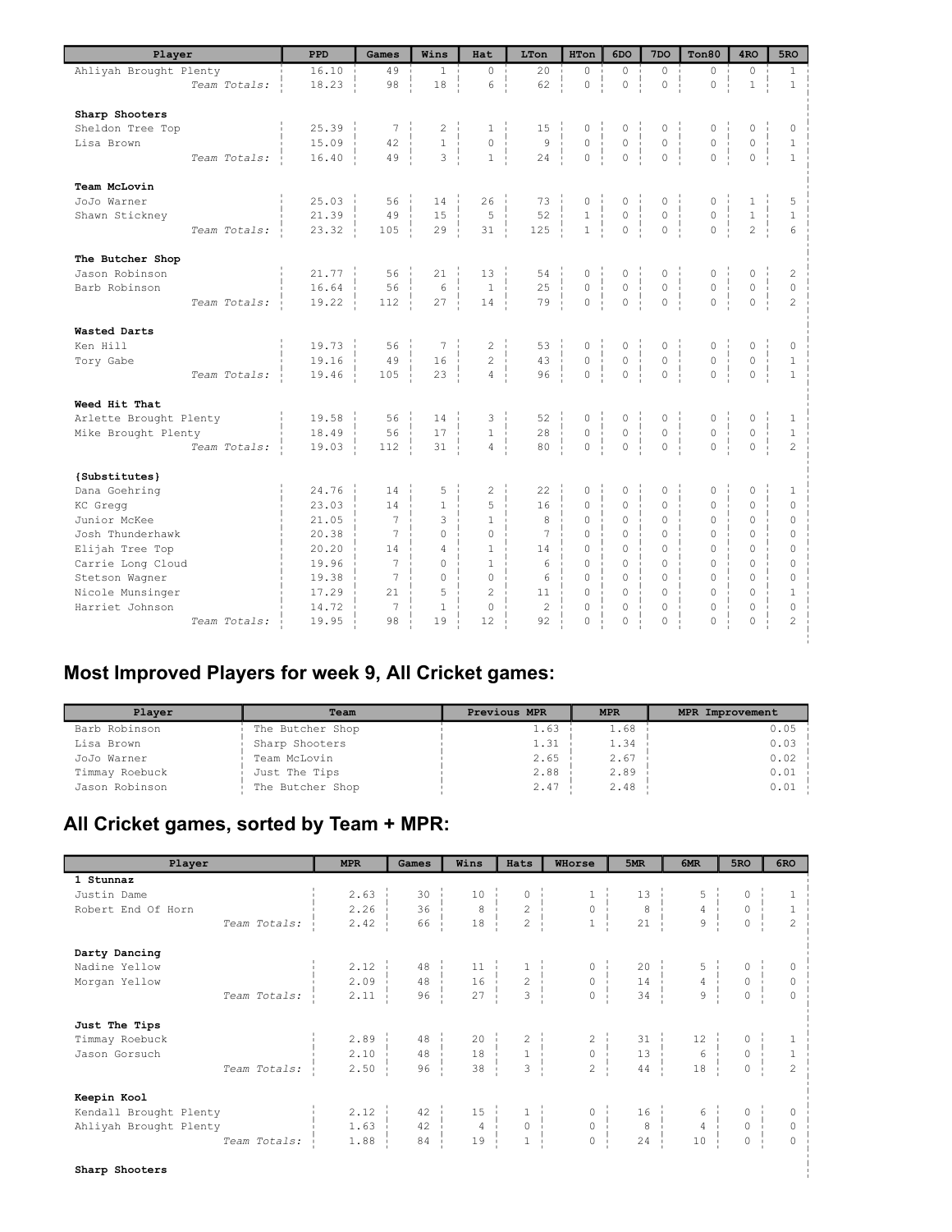| Player | PPD | Games | Wins | Hat | LTon | HTon | 6DO | 7DO | Ton80 | 4RO | 5RO |
|---|---|---|---|---|---|---|---|---|---|---|---|
| Ahliyah Brought Plenty | 16.10 | 49 | 1 | 0 | 20 | 0 | 0 | 0 | 0 | 0 | 1 |
| *Team Totals:* | 18.23 | 98 | 18 | 6 | 62 | 0 | 0 | 0 | 0 | 1 | 1 |
| **Sharp Shooters** | | | | | | | | | | | |
| Sheldon Tree Top | 25.39 | 7 | 2 | 1 | 15 | 0 | 0 | 0 | 0 | 0 | 0 |
| Lisa Brown | 15.09 | 42 | 1 | 0 | 9 | 0 | 0 | 0 | 0 | 0 | 1 |
| *Team Totals:* | 16.40 | 49 | 3 | 1 | 24 | 0 | 0 | 0 | 0 | 0 | 1 |
| **Team McLovin** | | | | | | | | | | | |
| JoJo Warner | 25.03 | 56 | 14 | 26 | 73 | 0 | 0 | 0 | 0 | 1 | 5 |
| Shawn Stickney | 21.39 | 49 | 15 | 5 | 52 | 1 | 0 | 0 | 0 | 1 | 1 |
| *Team Totals:* | 23.32 | 105 | 29 | 31 | 125 | 1 | 0 | 0 | 0 | 2 | 6 |
| **The Butcher Shop** | | | | | | | | | | | |
| Jason Robinson | 21.77 | 56 | 21 | 13 | 54 | 0 | 0 | 0 | 0 | 0 | 2 |
| Barb Robinson | 16.64 | 56 | 6 | 1 | 25 | 0 | 0 | 0 | 0 | 0 | 0 |
| *Team Totals:* | 19.22 | 112 | 27 | 14 | 79 | 0 | 0 | 0 | 0 | 0 | 2 |
| **Wasted Darts** | | | | | | | | | | | |
| Ken Hill | 19.73 | 56 | 7 | 2 | 53 | 0 | 0 | 0 | 0 | 0 | 0 |
| Tory Gabe | 19.16 | 49 | 16 | 2 | 43 | 0 | 0 | 0 | 0 | 0 | 1 |
| *Team Totals:* | 19.46 | 105 | 23 | 4 | 96 | 0 | 0 | 0 | 0 | 0 | 1 |
| **Weed Hit That** | | | | | | | | | | | |
| Arlette Brought Plenty | 19.58 | 56 | 14 | 3 | 52 | 0 | 0 | 0 | 0 | 0 | 1 |
| Mike Brought Plenty | 18.49 | 56 | 17 | 1 | 28 | 0 | 0 | 0 | 0 | 0 | 1 |
| *Team Totals:* | 19.03 | 112 | 31 | 4 | 80 | 0 | 0 | 0 | 0 | 0 | 2 |
| **{Substitutes}** | | | | | | | | | | | |
| Dana Goehring | 24.76 | 14 | 5 | 2 | 22 | 0 | 0 | 0 | 0 | 0 | 1 |
| KC Gregg | 23.03 | 14 | 1 | 5 | 16 | 0 | 0 | 0 | 0 | 0 | 0 |
| Junior McKee | 21.05 | 7 | 3 | 1 | 8 | 0 | 0 | 0 | 0 | 0 | 0 |
| Josh Thunderhawk | 20.38 | 7 | 0 | 0 | 7 | 0 | 0 | 0 | 0 | 0 | 0 |
| Elijah Tree Top | 20.20 | 14 | 4 | 1 | 14 | 0 | 0 | 0 | 0 | 0 | 0 |
| Carrie Long Cloud | 19.96 | 7 | 0 | 1 | 6 | 0 | 0 | 0 | 0 | 0 | 0 |
| Stetson Wagner | 19.38 | 7 | 0 | 0 | 6 | 0 | 0 | 0 | 0 | 0 | 0 |
| Nicole Munsinger | 17.29 | 21 | 5 | 2 | 11 | 0 | 0 | 0 | 0 | 0 | 1 |
| Harriet Johnson | 14.72 | 7 | 1 | 0 | 2 | 0 | 0 | 0 | 0 | 0 | 0 |
| *Team Totals:* | 19.95 | 98 | 19 | 12 | 92 | 0 | 0 | 0 | 0 | 0 | 2 |

## Most Improved Players for week 9, All Cricket games:

| Player | Team | Previous MPR | MPR | MPR Improvement |
|---|---|---|---|---|
| Barb Robinson | The Butcher Shop | 1.63 | 1.68 | 0.05 |
| Lisa Brown | Sharp Shooters | 1.31 | 1.34 | 0.03 |
| JoJo Warner | Team McLovin | 2.65 | 2.67 | 0.02 |
| Timmay Roebuck | Just The Tips | 2.88 | 2.89 | 0.01 |
| Jason Robinson | The Butcher Shop | 2.47 | 2.48 | 0.01 |

## All Cricket games, sorted by Team + MPR:

| Player | MPR | Games | Wins | Hats | WHorse | 5MR | 6MR | 5RO | 6RO |
|---|---|---|---|---|---|---|---|---|---|
| **1 Stunnaz** | | | | | | | | | |
| Justin Dame | 2.63 | 30 | 10 | 0 | 1 | 13 | 5 | 0 | 1 |
| Robert End Of Horn | 2.26 | 36 | 8 | 2 | 0 | 8 | 4 | 0 | 1 |
| *Team Totals:* | 2.42 | 66 | 18 | 2 | 1 | 21 | 9 | 0 | 2 |
| **Darty Dancing** | | | | | | | | | |
| Nadine Yellow | 2.12 | 48 | 11 | 1 | 0 | 20 | 5 | 0 | 0 |
| Morgan Yellow | 2.09 | 48 | 16 | 2 | 0 | 14 | 4 | 0 | 0 |
| *Team Totals:* | 2.11 | 96 | 27 | 3 | 0 | 34 | 9 | 0 | 0 |
| **Just The Tips** | | | | | | | | | |
| Timmay Roebuck | 2.89 | 48 | 20 | 2 | 2 | 31 | 12 | 0 | 1 |
| Jason Gorsuch | 2.10 | 48 | 18 | 1 | 0 | 13 | 6 | 0 | 1 |
| *Team Totals:* | 2.50 | 96 | 38 | 3 | 2 | 44 | 18 | 0 | 2 |
| **Keepin Kool** | | | | | | | | | |
| Kendall Brought Plenty | 2.12 | 42 | 15 | 1 | 0 | 16 | 6 | 0 | 0 |
| Ahliyah Brought Plenty | 1.63 | 42 | 4 | 0 | 0 | 8 | 4 | 0 | 0 |
| *Team Totals:* | 1.88 | 84 | 19 | 1 | 0 | 24 | 10 | 0 | 0 |
| **Sharp Shooters** | | | | | | | | | |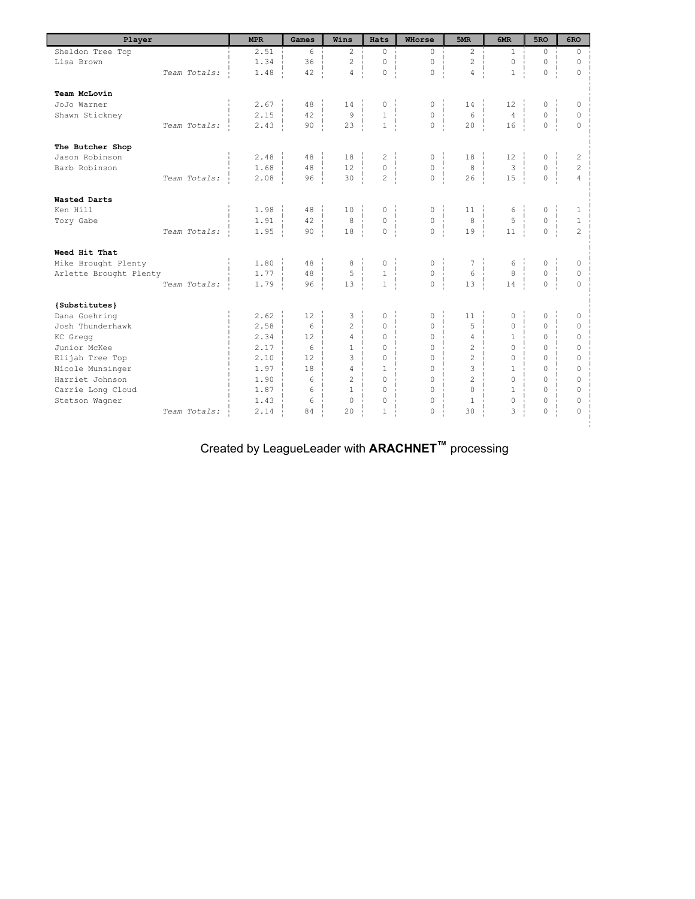| Player | MPR | Games | Wins | Hats | WHorse | 5MR | 6MR | 5RO | 6RO |
|---|---|---|---|---|---|---|---|---|---|
| Sheldon Tree Top | 2.51 | 6 | 2 | 0 | 0 | 2 | 1 | 0 | 0 |
| Lisa Brown | 1.34 | 36 | 2 | 0 | 0 | 2 | 0 | 0 | 0 |
| *Team Totals:* | 1.48 | 42 | 4 | 0 | 0 | 4 | 1 | 0 | 0 |
| **Team McLovin** | | | | | | | | | |
| JoJo Warner | 2.67 | 48 | 14 | 0 | 0 | 14 | 12 | 0 | 0 |
| Shawn Stickney | 2.15 | 42 | 9 | 1 | 0 | 6 | 4 | 0 | 0 |
| *Team Totals:* | 2.43 | 90 | 23 | 1 | 0 | 20 | 16 | 0 | 0 |
| **The Butcher Shop** | | | | | | | | | |
| Jason Robinson | 2.48 | 48 | 18 | 2 | 0 | 18 | 12 | 0 | 2 |
| Barb Robinson | 1.68 | 48 | 12 | 0 | 0 | 8 | 3 | 0 | 2 |
| *Team Totals:* | 2.08 | 96 | 30 | 2 | 0 | 26 | 15 | 0 | 4 |
| **Wasted Darts** | | | | | | | | | |
| Ken Hill | 1.98 | 48 | 10 | 0 | 0 | 11 | 6 | 0 | 1 |
| Tory Gabe | 1.91 | 42 | 8 | 0 | 0 | 8 | 5 | 0 | 1 |
| *Team Totals:* | 1.95 | 90 | 18 | 0 | 0 | 19 | 11 | 0 | 2 |
| **Weed Hit That** | | | | | | | | | |
| Mike Brought Plenty | 1.80 | 48 | 8 | 0 | 0 | 7 | 6 | 0 | 0 |
| Arlette Brought Plenty | 1.77 | 48 | 5 | 1 | 0 | 6 | 8 | 0 | 0 |
| *Team Totals:* | 1.79 | 96 | 13 | 1 | 0 | 13 | 14 | 0 | 0 |
| **{Substitutes}** | | | | | | | | | |
| Dana Goehring | 2.62 | 12 | 3 | 0 | 0 | 11 | 0 | 0 | 0 |
| Josh Thunderhawk | 2.58 | 6 | 2 | 0 | 0 | 5 | 0 | 0 | 0 |
| KC Gregg | 2.34 | 12 | 4 | 0 | 0 | 4 | 1 | 0 | 0 |
| Junior McKee | 2.17 | 6 | 1 | 0 | 0 | 2 | 0 | 0 | 0 |
| Elijah Tree Top | 2.10 | 12 | 3 | 0 | 0 | 2 | 0 | 0 | 0 |
| Nicole Munsinger | 1.97 | 18 | 4 | 1 | 0 | 3 | 1 | 0 | 0 |
| Harriet Johnson | 1.90 | 6 | 2 | 0 | 0 | 2 | 0 | 0 | 0 |
| Carrie Long Cloud | 1.87 | 6 | 1 | 0 | 0 | 0 | 1 | 0 | 0 |
| Stetson Wagner | 1.43 | 6 | 0 | 0 | 0 | 1 | 0 | 0 | 0 |
| *Team Totals:* | 2.14 | 84 | 20 | 1 | 0 | 30 | 3 | 0 | 0 |

Created by LeagueLeader with **ARACHNET™** processing